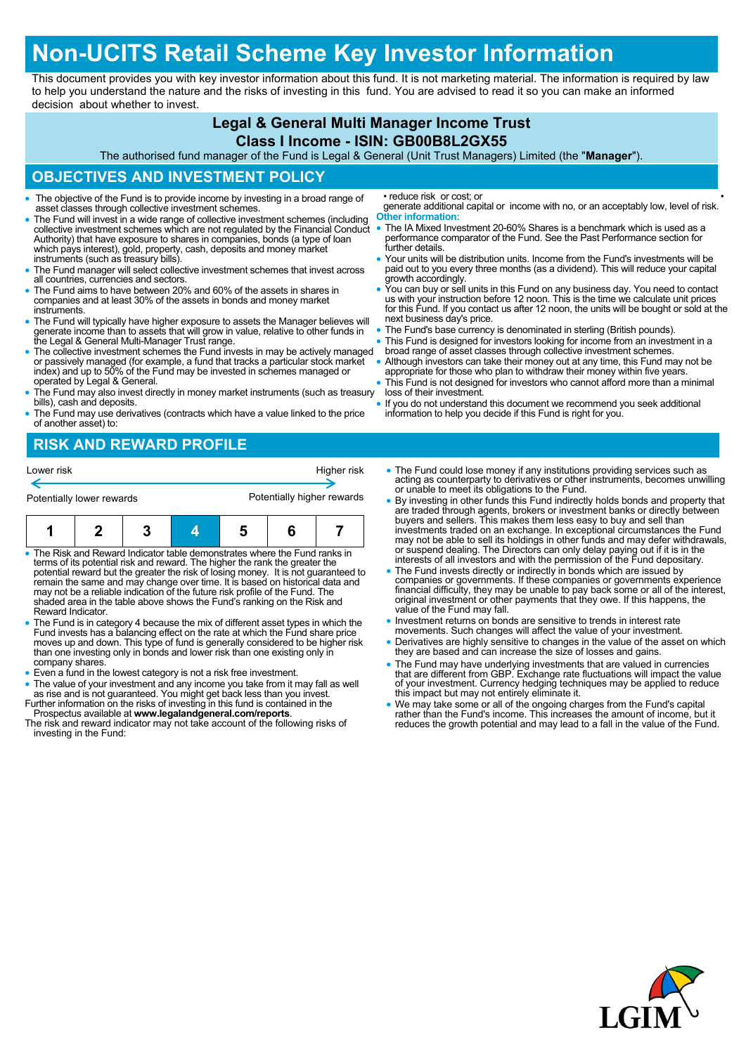# Non-UCITS Retail Scheme Key Investor Information

This document provides you with key investor information about this fund. It is not marketing material. The information is required by law to help you understand the nature and the risks of investing in this fund. You are advised to read it so you can make an informed decision about whether to invest.

**Legal & General Multi Manager Income Trust**

**Class I Income - ISIN: GB00B8L2GX55**

The authorised fund manager of the Fund is Legal & General (Unit Trust Managers) Limited (the "**Manager**").

## OBJECTIVES AND INVESTMENT POLICY

- The objective of the Fund is to provide income by investing in a broad range of asset classes through collective investment schemes.
- The Fund will invest in a wide range of collective investment schemes (including collective investment schemes which are not regulated by the Financial Conduct Authority) that have exposure to shares in companies, bonds (a type of loan which pays interest), gold, property, cash, deposits and money market instruments (such as treasury bills).
- The Fund manager will select collective investment schemes that invest across all countries, currencies and sectors.
- The Fund aims to have between 20% and 60% of the assets in shares in companies and at least 30% of the assets in bonds and money market instruments.
- The Fund will typically have higher exposure to assets the Manager believes will generate income than to assets that will grow in value, relative to other funds in the Legal & General Multi-Manager Trust range.
- The collective investment schemes the Fund invests in may be actively managed or passively managed (for example, a fund that tracks a particular stock market index) and up to 50% of the Fund may be invested in schemes managed or operated by Legal & General.
- The Fund may also invest directly in money market instruments (such as treasury bills), cash and deposits.
- The Fund may use derivatives (contracts which have a value linked to the price of another asset) to:
  - reduce risk or cost; or
  - generate additional capital or income with no, or an acceptably low, level of risk.

**Other information:**

- The IA Mixed Investment 20-60% Shares is a benchmark which is used as a performance comparator of the Fund. See the Past Performance section for further details.
- Your units will be distribution units. Income from the Fund's investments will be paid out to you every three months (as a dividend). This will reduce your capital growth accordingly.
- You can buy or sell units in this Fund on any business day. You need to contact us with your instruction before 12 noon. This is the time we calculate unit prices for this Fund. If you contact us after 12 noon, the units will be bought or sold at the next business day's price.
- The Fund's base currency is denominated in sterling (British pounds).
- This Fund is designed for investors looking for income from an investment in a broad range of asset classes through collective investment schemes.
- Although investors can take their money out at any time, this Fund may not be appropriate for those who plan to withdraw their money within five years.
- This Fund is not designed for investors who cannot afford more than a minimal loss of their investment.
- If you do not understand this document we recommend you seek additional information to help you decide if this Fund is right for you.

## RISK AND REWARD PROFILE

| Lower risk | | | | | | Higher risk |
|---|---|---|---|---|---|---|
| Potentially lower rewards | | | | | | Potentially higher rewards |
| 1 | 2 | 3 | **4** | 5 | 6 | 7 |

- The Risk and Reward Indicator table demonstrates where the Fund ranks in terms of its potential risk and reward. The higher the rank the greater the potential reward but the greater the risk of losing money. It is not guaranteed to remain the same and may change over time. It is based on historical data and may not be a reliable indication of the future risk profile of the Fund. The shaded area in the table above shows the Fund's ranking on the Risk and Reward Indicator.
- The Fund is in category 4 because the mix of different asset types in which the Fund invests has a balancing effect on the rate at which the Fund share price moves up and down. This type of fund is generally considered to be higher risk than one investing only in bonds and lower risk than one existing only in company shares.
- Even a fund in the lowest category is not a risk free investment.
- The value of your investment and any income you take from it may fall as well as rise and is not guaranteed. You might get back less than you invest.

Further information on the risks of investing in this fund is contained in the Prospectus available at **www.legalandgeneral.com/reports**.

The risk and reward indicator may not take account of the following risks of investing in the Fund:

- The Fund could lose money if any institutions providing services such as acting as counterparty to derivatives or other instruments, becomes unwilling or unable to meet its obligations to the Fund.
- By investing in other funds this Fund indirectly holds bonds and property that are traded through agents, brokers or investment banks or directly between buyers and sellers. This makes them less easy to buy and sell than investments traded on an exchange. In exceptional circumstances the Fund may not be able to sell its holdings in other funds and may defer withdrawals, or suspend dealing. The Directors can only delay paying out if it is in the interests of all investors and with the permission of the Fund depositary.
- The Fund invests directly or indirectly in bonds which are issued by companies or governments. If these companies or governments experience financial difficulty, they may be unable to pay back some or all of the interest, original investment or other payments that they owe. If this happens, the value of the Fund may fall.
- Investment returns on bonds are sensitive to trends in interest rate movements. Such changes will affect the value of your investment.
- Derivatives are highly sensitive to changes in the value of the asset on which they are based and can increase the size of losses and gains.
- The Fund may have underlying investments that are valued in currencies that are different from GBP. Exchange rate fluctuations will impact the value of your investment. Currency hedging techniques may be applied to reduce this impact but may not entirely eliminate it.
- We may take some or all of the ongoing charges from the Fund's capital rather than the Fund's income. This increases the amount of income, but it reduces the growth potential and may lead to a fall in the value of the Fund.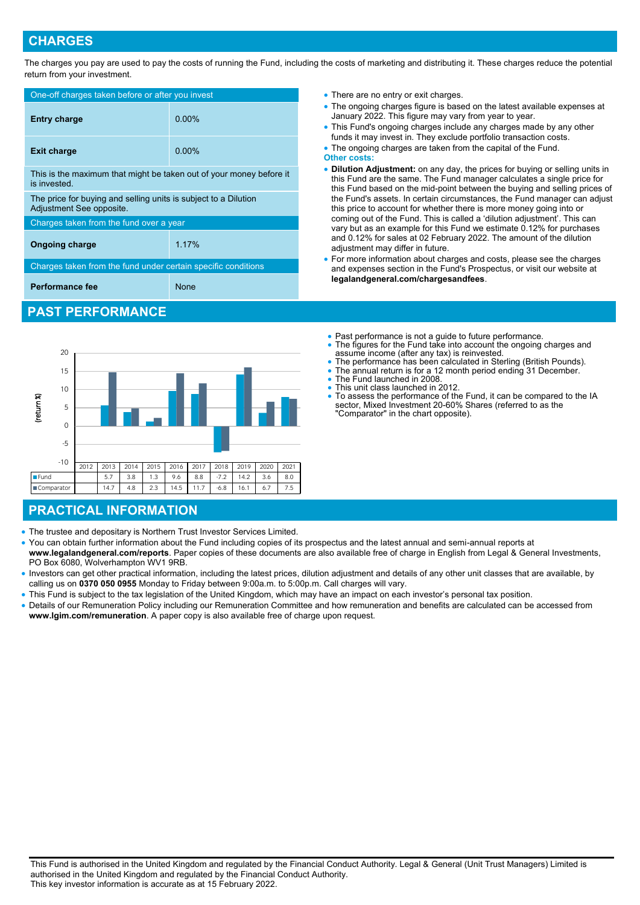## CHARGES

The charges you pay are used to pay the costs of running the Fund, including the costs of marketing and distributing it. These charges reduce the potential return from your investment.

| One-off charges taken before or after you invest | |
|---|---|
| **Entry charge** | 0.00% |
| **Exit charge** | 0.00% |
| This is the maximum that might be taken out of your money before it is invested. | |
| The price for buying and selling units is subject to a Dilution Adjustment See opposite. | |
| Charges taken from the fund over a year | |
| **Ongoing charge** | 1.17% |
| Charges taken from the fund under certain specific conditions | |
| **Performance fee** | None |

- There are no entry or exit charges.
- The ongoing charges figure is based on the latest available expenses at January 2022. This figure may vary from year to year.
- This Fund's ongoing charges include any charges made by any other funds it may invest in. They exclude portfolio transaction costs.
- The ongoing charges are taken from the capital of the Fund.

**Other costs:**

- **Dilution Adjustment:** on any day, the prices for buying or selling units in this Fund are the same. The Fund manager calculates a single price for this Fund based on the mid-point between the buying and selling prices of the Fund's assets. In certain circumstances, the Fund manager can adjust this price to account for whether there is more money going into or coming out of the Fund. This is called a 'dilution adjustment'. This can vary but as an example for this Fund we estimate 0.12% for purchases and 0.12% for sales at 02 February 2022. The amount of the dilution adjustment may differ in future.
- For more information about charges and costs, please see the charges and expenses section in the Fund's Prospectus, or visit our website at **legalandgeneral.com/chargesandfees**.

## PAST PERFORMANCE

(return %)
20
15
10
5
0
-5
-10

2012 2013 2014 2015 2016 2017 2018 2019 2020 2021
Fund: 5.7 3.8 1.3 9.6 8.8 -7.2 14.2 3.6 8.0
Comparator: 14.7 4.8 2.3 14.5 11.7 -6.8 16.1 6.7 7.5

- Past performance is not a guide to future performance.
- The figures for the Fund take into account the ongoing charges and assume income (after any tax) is reinvested.
- The performance has been calculated in Sterling (British Pounds).
- The annual return is for a 12 month period ending 31 December.
- The Fund launched in 2008.
- This unit class launched in 2012.
- To assess the performance of the Fund, it can be compared to the IA sector, Mixed Investment 20-60% Shares (referred to as the "Comparator" in the chart opposite).

## PRACTICAL INFORMATION

- The trustee and depositary is Northern Trust Investor Services Limited.
- You can obtain further information about the Fund including copies of its prospectus and the latest annual and semi-annual reports at **www.legalandgeneral.com/reports**. Paper copies of these documents are also available free of charge in English from Legal & General Investments, PO Box 6080, Wolverhampton WV1 9RB.
- Investors can get other practical information, including the latest prices, dilution adjustment and details of any other unit classes that are available, by calling us on **0370 050 0955** Monday to Friday between 9:00a.m. to 5:00p.m. Call charges will vary.
- This Fund is subject to the tax legislation of the United Kingdom, which may have an impact on each investor's personal tax position.
- Details of our Remuneration Policy including our Remuneration Committee and how remuneration and benefits are calculated can be accessed from **www.lgim.com/remuneration**. A paper copy is also available free of charge upon request.

This Fund is authorised in the United Kingdom and regulated by the Financial Conduct Authority. Legal & General (Unit Trust Managers) Limited is authorised in the United Kingdom and regulated by the Financial Conduct Authority.
This key investor information is accurate as at 15 February 2022.